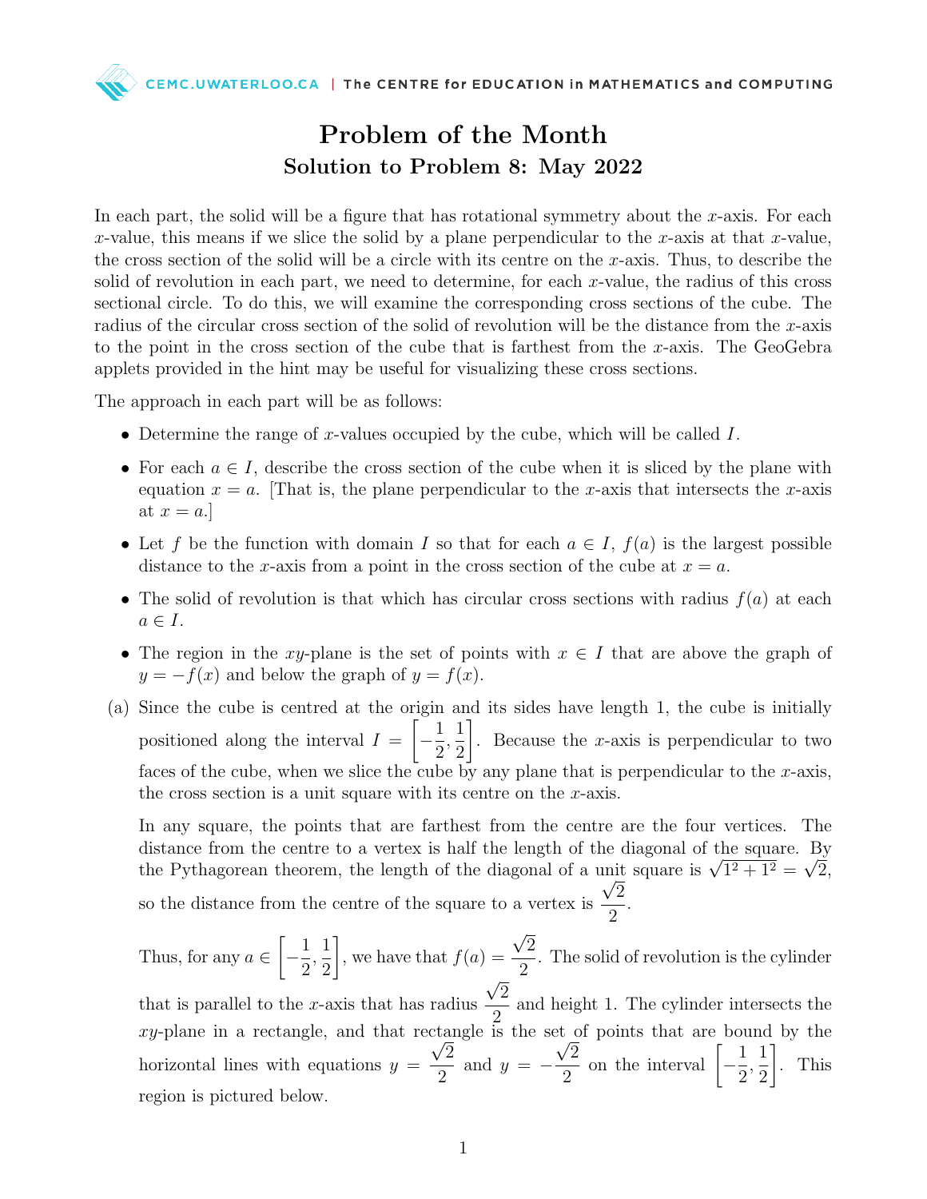# Problem of the Month

## Solution to Problem 8: May 2022

In each part, the solid will be a figure that has rotational symmetry about the $x$-axis. For each $x$-value, this means if we slice the solid by a plane perpendicular to the $x$-axis at that $x$-value, the cross section of the solid will be a circle with its centre on the $x$-axis. Thus, to describe the solid of revolution in each part, we need to determine, for each $x$-value, the radius of this cross sectional circle. To do this, we will examine the corresponding cross sections of the cube. The radius of the circular cross section of the solid of revolution will be the distance from the $x$-axis to the point in the cross section of the cube that is farthest from the $x$-axis. The GeoGebra applets provided in the hint may be useful for visualizing these cross sections.

The approach in each part will be as follows:

- Determine the range of $x$-values occupied by the cube, which will be called $I$.
- For each $a \in I$, describe the cross section of the cube when it is sliced by the plane with equation $x = a$. [That is, the plane perpendicular to the $x$-axis that intersects the $x$-axis at $x = a$.]
- Let $f$ be the function with domain $I$ so that for each $a \in I$, $f(a)$ is the largest possible distance to the $x$-axis from a point in the cross section of the cube at $x = a$.
- The solid of revolution is that which has circular cross sections with radius $f(a)$ at each $a \in I$.
- The region in the $xy$-plane is the set of points with $x \in I$ that are above the graph of $y = -f(x)$ and below the graph of $y = f(x)$.

(a) Since the cube is centred at the origin and its sides have length 1, the cube is initially positioned along the interval $I = \left[-\frac{1}{2}, \frac{1}{2}\right]$. Because the $x$-axis is perpendicular to two faces of the cube, when we slice the cube by any plane that is perpendicular to the $x$-axis, the cross section is a unit square with its centre on the $x$-axis.

In any square, the points that are farthest from the centre are the four vertices. The distance from the centre to a vertex is half the length of the diagonal of the square. By the Pythagorean theorem, the length of the diagonal of a unit square is $\sqrt{1^2 + 1^2} = \sqrt{2}$, so the distance from the centre of the square to a vertex is $\frac{\sqrt{2}}{2}$.

Thus, for any $a \in \left[-\frac{1}{2}, \frac{1}{2}\right]$, we have that $f(a) = \frac{\sqrt{2}}{2}$. The solid of revolution is the cylinder that is parallel to the $x$-axis that has radius $\frac{\sqrt{2}}{2}$ and height 1. The cylinder intersects the $xy$-plane in a rectangle, and that rectangle is the set of points that are bound by the horizontal lines with equations $y = \frac{\sqrt{2}}{2}$ and $y = -\frac{\sqrt{2}}{2}$ on the interval $\left[-\frac{1}{2}, \frac{1}{2}\right]$. This region is pictured below.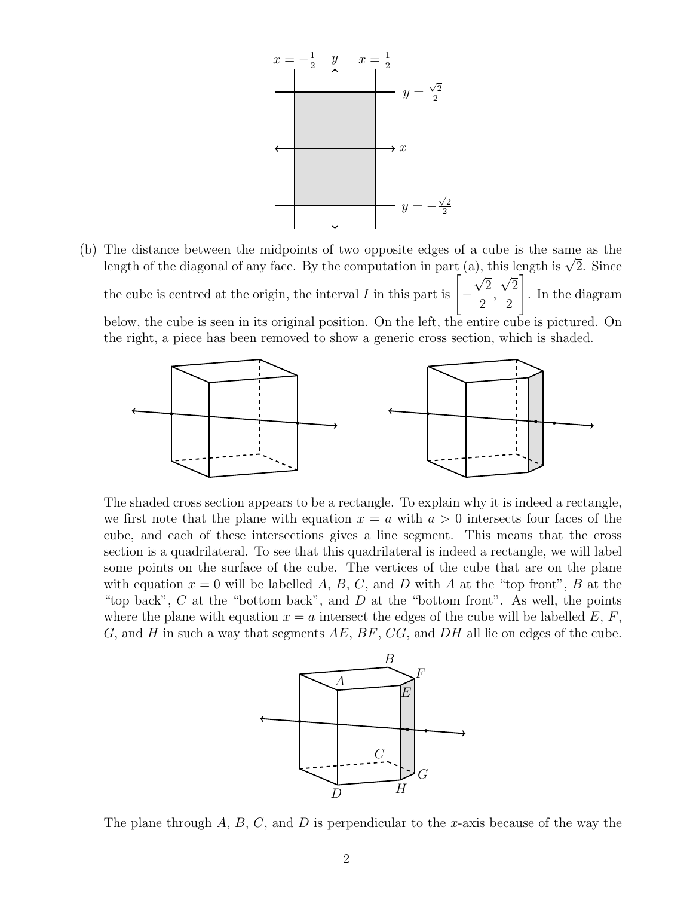(b) The distance between the midpoints of two opposite edges of a cube is the same as the length of the diagonal of any face. By the computation in part (a), this length is $\sqrt{2}$. Since the cube is centred at the origin, the interval $I$ in this part is $\left[-\frac{\sqrt{2}}{2}, \frac{\sqrt{2}}{2}\right]$. In the diagram below, the cube is seen in its original position. On the left, the entire cube is pictured. On the right, a piece has been removed to show a generic cross section, which is shaded.

The shaded cross section appears to be a rectangle. To explain why it is indeed a rectangle, we first note that the plane with equation $x = a$ with $a > 0$ intersects four faces of the cube, and each of these intersections gives a line segment. This means that the cross section is a quadrilateral. To see that this quadrilateral is indeed a rectangle, we will label some points on the surface of the cube. The vertices of the cube that are on the plane with equation $x = 0$ will be labelled $A$, $B$, $C$, and $D$ with $A$ at the "top front", $B$ at the "top back", $C$ at the "bottom back", and $D$ at the "bottom front". As well, the points where the plane with equation $x = a$ intersect the edges of the cube will be labelled $E$, $F$, $G$, and $H$ in such a way that segments $AE$, $BF$, $CG$, and $DH$ all lie on edges of the cube.

The plane through $A$, $B$, $C$, and $D$ is perpendicular to the $x$-axis because of the way the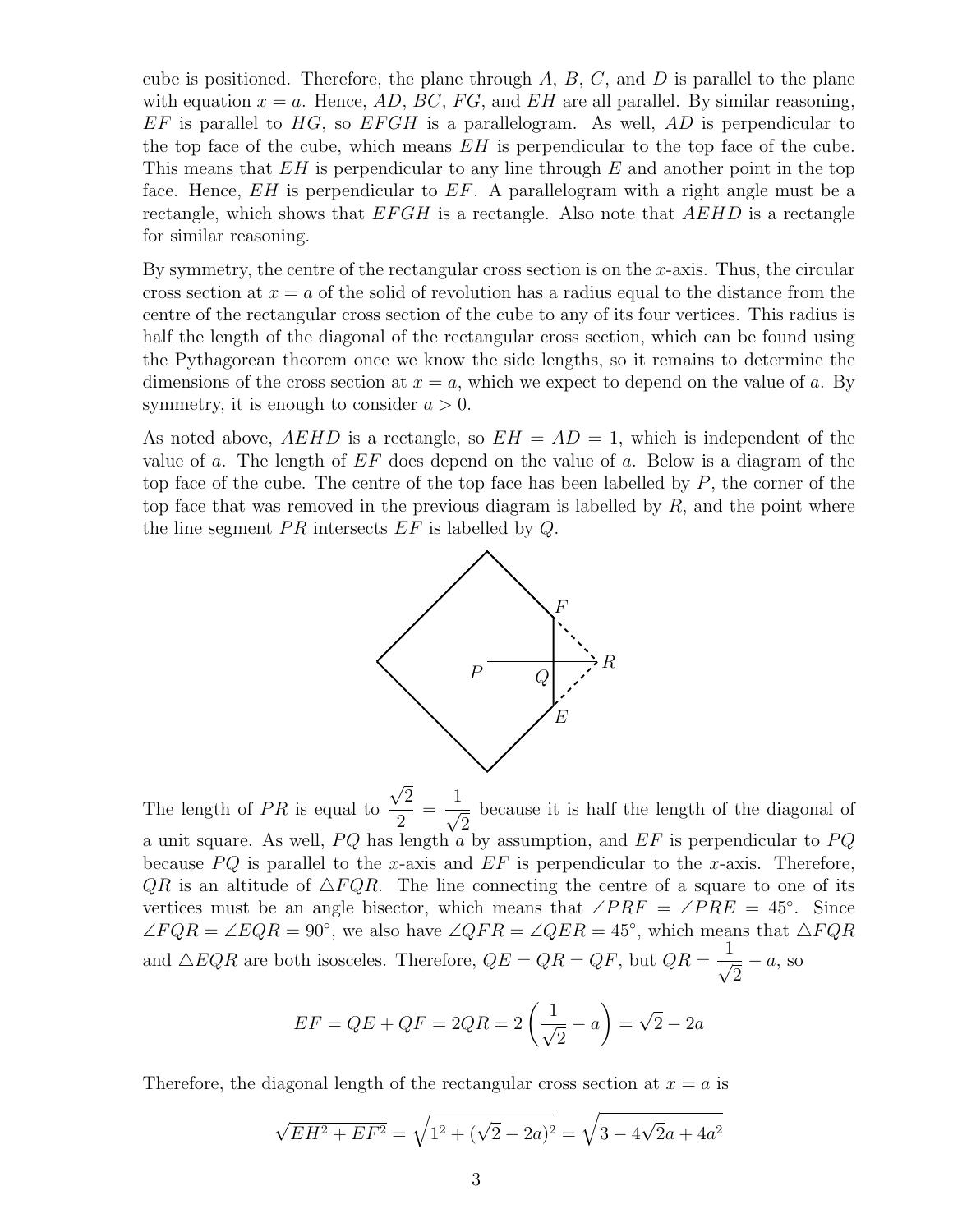cube is positioned. Therefore, the plane through $A$, $B$, $C$, and $D$ is parallel to the plane with equation $x = a$. Hence, $AD$, $BC$, $FG$, and $EH$ are all parallel. By similar reasoning, $EF$ is parallel to $HG$, so $EFGH$ is a parallelogram. As well, $AD$ is perpendicular to the top face of the cube, which means $EH$ is perpendicular to the top face of the cube. This means that $EH$ is perpendicular to any line through $E$ and another point in the top face. Hence, $EH$ is perpendicular to $EF$. A parallelogram with a right angle must be a rectangle, which shows that $EFGH$ is a rectangle. Also note that $AEHD$ is a rectangle for similar reasoning.

By symmetry, the centre of the rectangular cross section is on the $x$-axis. Thus, the circular cross section at $x = a$ of the solid of revolution has a radius equal to the distance from the centre of the rectangular cross section of the cube to any of its four vertices. This radius is half the length of the diagonal of the rectangular cross section, which can be found using the Pythagorean theorem once we know the side lengths, so it remains to determine the dimensions of the cross section at $x = a$, which we expect to depend on the value of $a$. By symmetry, it is enough to consider $a > 0$.

As noted above, $AEHD$ is a rectangle, so $EH = AD = 1$, which is independent of the value of $a$. The length of $EF$ does depend on the value of $a$. Below is a diagram of the top face of the cube. The centre of the top face has been labelled by $P$, the corner of the top face that was removed in the previous diagram is labelled by $R$, and the point where the line segment $PR$ intersects $EF$ is labelled by $Q$.

The length of $PR$ is equal to $\frac{\sqrt{2}}{2} = \frac{1}{\sqrt{2}}$ because it is half the length of the diagonal of a unit square. As well, $PQ$ has length $a$ by assumption, and $EF$ is perpendicular to $PQ$ because $PQ$ is parallel to the $x$-axis and $EF$ is perpendicular to the $x$-axis. Therefore, $QR$ is an altitude of $\triangle FQR$. The line connecting the centre of a square to one of its vertices must be an angle bisector, which means that $\angle PRF = \angle PRE = 45°$. Since $\angle FQR = \angle EQR = 90°$, we also have $\angle QFR = \angle QER = 45°$, which means that $\triangle FQR$ and $\triangle EQR$ are both isosceles. Therefore, $QE = QR = QF$, but $QR = \frac{1}{\sqrt{2}} - a$, so

$$EF = QE + QF = 2QR = 2\left(\frac{1}{\sqrt{2}} - a\right) = \sqrt{2} - 2a$$

Therefore, the diagonal length of the rectangular cross section at $x = a$ is

$$\sqrt{EH^2 + EF^2} = \sqrt{1^2 + (\sqrt{2} - 2a)^2} = \sqrt{3 - 4\sqrt{2}a + 4a^2}$$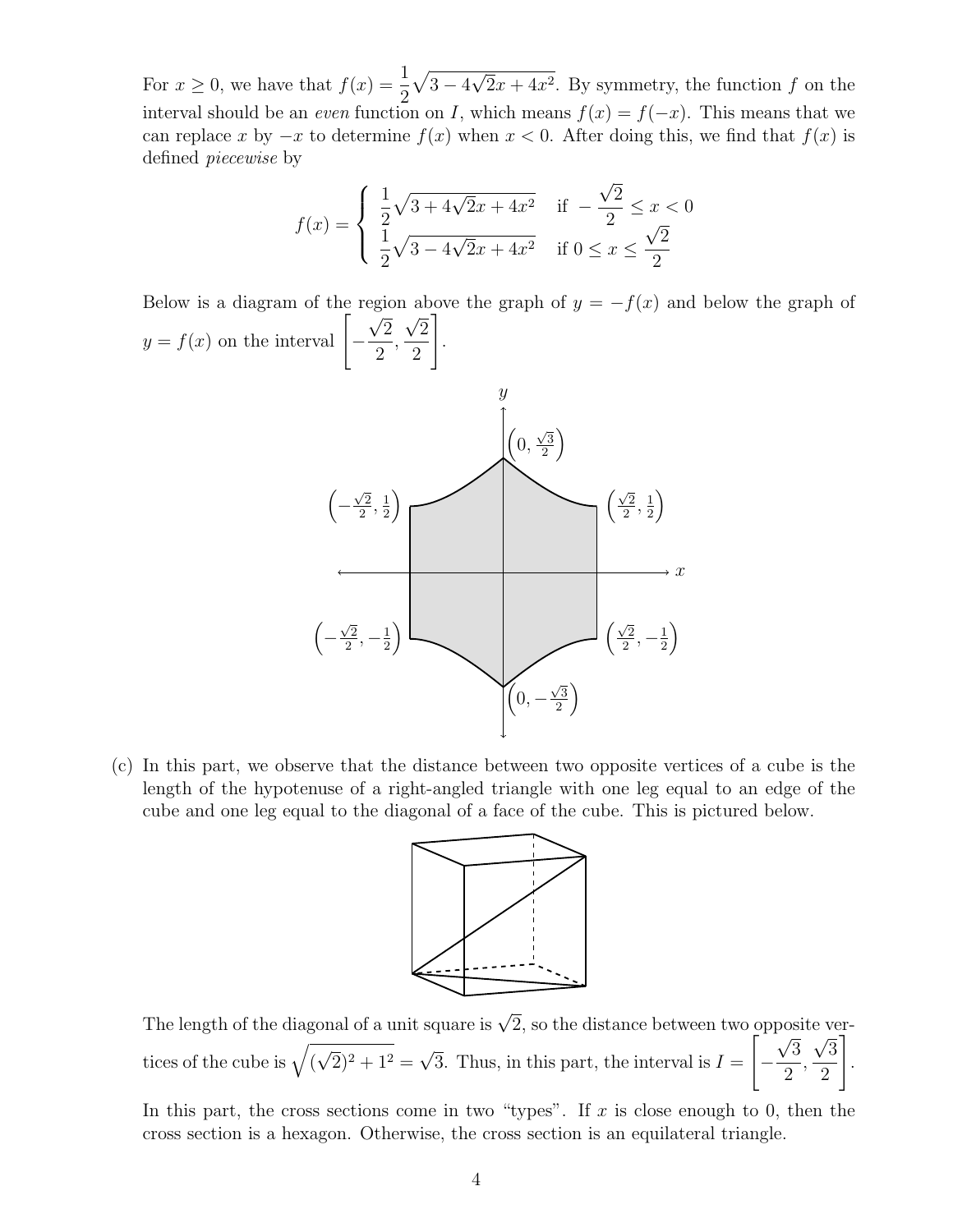For $x \geq 0$, we have that $f(x) = \frac{1}{2}\sqrt{3 - 4\sqrt{2}x + 4x^2}$. By symmetry, the function $f$ on the interval should be an *even* function on $I$, which means $f(x) = f(-x)$. This means that we can replace $x$ by $-x$ to determine $f(x)$ when $x < 0$. After doing this, we find that $f(x)$ is defined *piecewise* by

$$f(x) = \begin{cases} \frac{1}{2}\sqrt{3 + 4\sqrt{2}x + 4x^2} & \text{if } -\frac{\sqrt{2}}{2} \leq x < 0 \\ \frac{1}{2}\sqrt{3 - 4\sqrt{2}x + 4x^2} & \text{if } 0 \leq x \leq \frac{\sqrt{2}}{2} \end{cases}$$

Below is a diagram of the region above the graph of $y = -f(x)$ and below the graph of $y = f(x)$ on the interval $\left[-\frac{\sqrt{2}}{2}, \frac{\sqrt{2}}{2}\right]$.

(c) In this part, we observe that the distance between two opposite vertices of a cube is the length of the hypotenuse of a right-angled triangle with one leg equal to an edge of the cube and one leg equal to the diagonal of a face of the cube. This is pictured below.

The length of the diagonal of a unit square is $\sqrt{2}$, so the distance between two opposite vertices of the cube is $\sqrt{(\sqrt{2})^2 + 1^2} = \sqrt{3}$. Thus, in this part, the interval is $I = \left[-\frac{\sqrt{3}}{2}, \frac{\sqrt{3}}{2}\right]$.

In this part, the cross sections come in two "types". If $x$ is close enough to 0, then the cross section is a hexagon. Otherwise, the cross section is an equilateral triangle.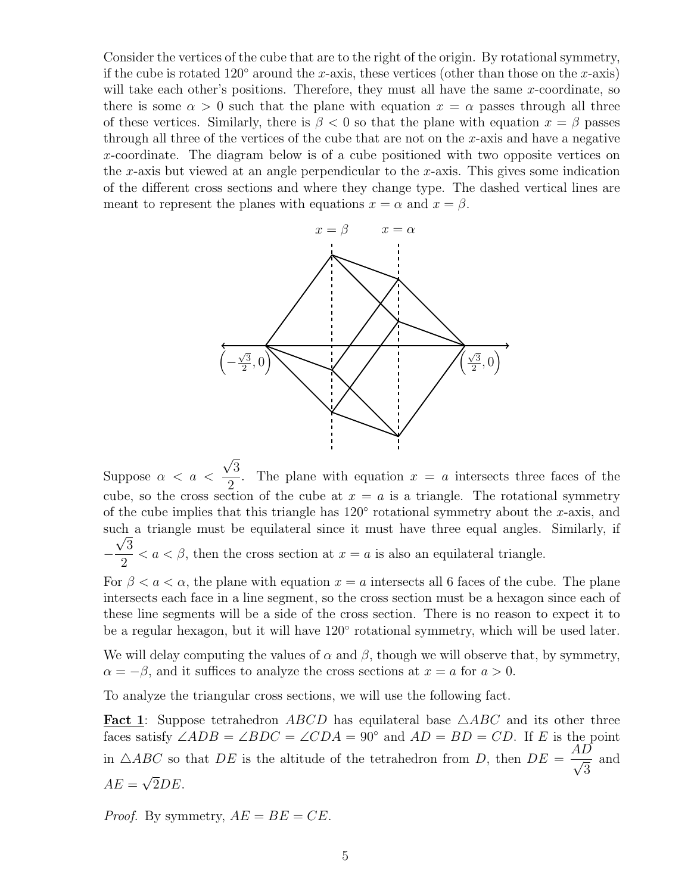Consider the vertices of the cube that are to the right of the origin. By rotational symmetry, if the cube is rotated $120^\circ$ around the $x$-axis, these vertices (other than those on the $x$-axis) will take each other's positions. Therefore, they must all have the same $x$-coordinate, so there is some $\alpha > 0$ such that the plane with equation $x = \alpha$ passes through all three of these vertices. Similarly, there is $\beta < 0$ so that the plane with equation $x = \beta$ passes through all three of the vertices of the cube that are not on the $x$-axis and have a negative $x$-coordinate. The diagram below is of a cube positioned with two opposite vertices on the $x$-axis but viewed at an angle perpendicular to the $x$-axis. This gives some indication of the different cross sections and where they change type. The dashed vertical lines are meant to represent the planes with equations $x = \alpha$ and $x = \beta$.

Suppose $\alpha < a < \dfrac{\sqrt{3}}{2}$. The plane with equation $x = a$ intersects three faces of the cube, so the cross section of the cube at $x = a$ is a triangle. The rotational symmetry of the cube implies that this triangle has $120^\circ$ rotational symmetry about the $x$-axis, and such a triangle must be equilateral since it must have three equal angles. Similarly, if $-\dfrac{\sqrt{3}}{2} < a < \beta$, then the cross section at $x = a$ is also an equilateral triangle.

For $\beta < a < \alpha$, the plane with equation $x = a$ intersects all 6 faces of the cube. The plane intersects each face in a line segment, so the cross section must be a hexagon since each of these line segments will be a side of the cross section. There is no reason to expect it to be a regular hexagon, but it will have $120^\circ$ rotational symmetry, which will be used later.

We will delay computing the values of $\alpha$ and $\beta$, though we will observe that, by symmetry, $\alpha = -\beta$, and it suffices to analyze the cross sections at $x = a$ for $a > 0$.

To analyze the triangular cross sections, we will use the following fact.

**Fact 1**: Suppose tetrahedron $ABCD$ has equilateral base $\triangle ABC$ and its other three faces satisfy $\angle ADB = \angle BDC = \angle CDA = 90^\circ$ and $AD = BD = CD$. If $E$ is the point in $\triangle ABC$ so that $DE$ is the altitude of the tetrahedron from $D$, then $DE = \dfrac{AD}{\sqrt{3}}$ and $AE = \sqrt{2}DE$.

*Proof.* By symmetry, $AE = BE = CE$.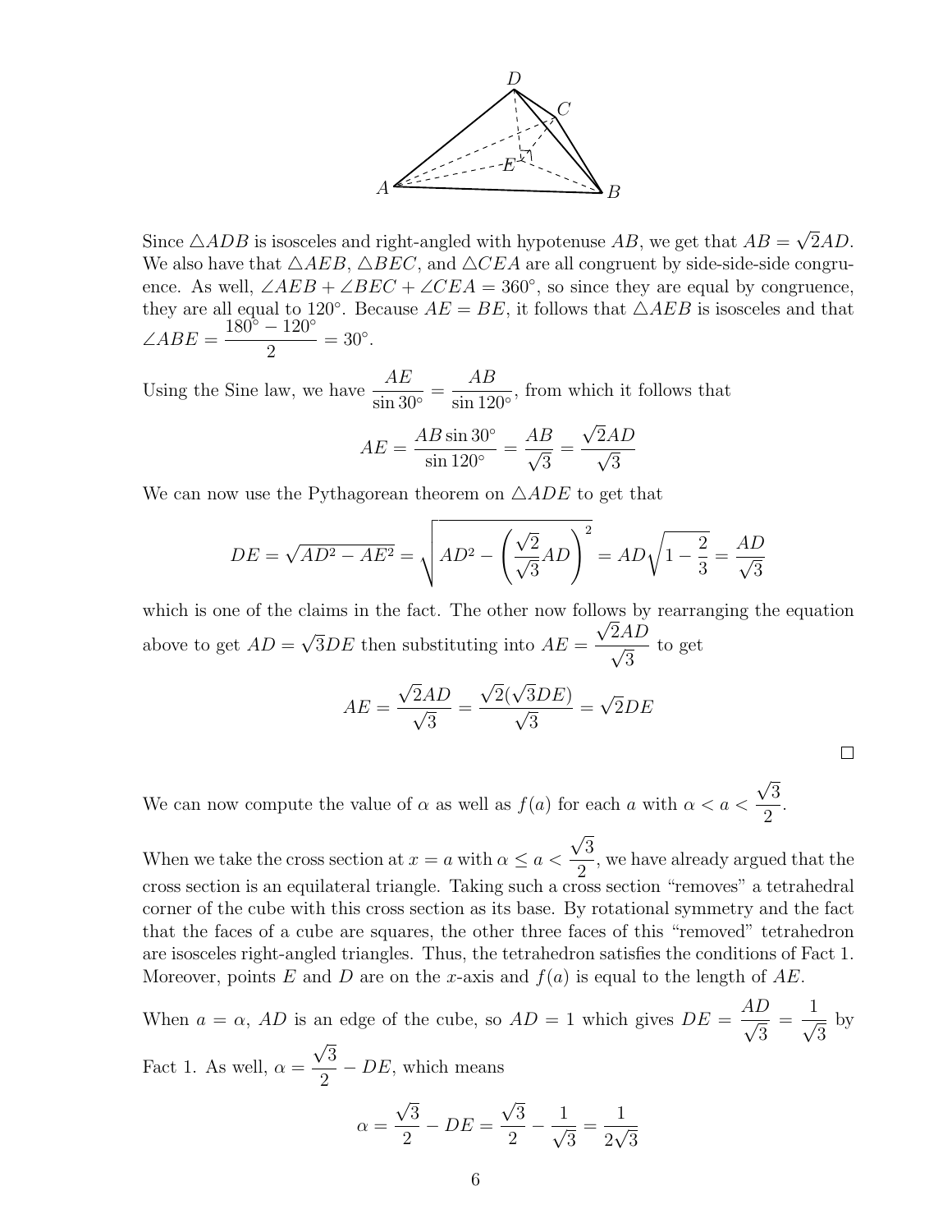Since $\triangle ADB$ is isosceles and right-angled with hypotenuse $AB$, we get that $AB = \sqrt{2}AD$. We also have that $\triangle AEB$, $\triangle BEC$, and $\triangle CEA$ are all congruent by side-side-side congruence. As well, $\angle AEB + \angle BEC + \angle CEA = 360^\circ$, so since they are equal by congruence, they are all equal to $120^\circ$. Because $AE = BE$, it follows that $\triangle AEB$ is isosceles and that $\angle ABE = \dfrac{180^\circ - 120^\circ}{2} = 30^\circ$.

Using the Sine law, we have $\dfrac{AE}{\sin 30^\circ} = \dfrac{AB}{\sin 120^\circ}$, from which it follows that

$$AE = \frac{AB \sin 30^\circ}{\sin 120^\circ} = \frac{AB}{\sqrt{3}} = \frac{\sqrt{2}AD}{\sqrt{3}}$$

We can now use the Pythagorean theorem on $\triangle ADE$ to get that

$$DE = \sqrt{AD^2 - AE^2} = \sqrt{AD^2 - \left(\frac{\sqrt{2}}{\sqrt{3}}AD\right)^2} = AD\sqrt{1 - \frac{2}{3}} = \frac{AD}{\sqrt{3}}$$

which is one of the claims in the fact. The other now follows by rearranging the equation above to get $AD = \sqrt{3}DE$ then substituting into $AE = \dfrac{\sqrt{2}AD}{\sqrt{3}}$ to get

$$AE = \frac{\sqrt{2}AD}{\sqrt{3}} = \frac{\sqrt{2}(\sqrt{3}DE)}{\sqrt{3}} = \sqrt{2}DE$$

□

We can now compute the value of $\alpha$ as well as $f(a)$ for each $a$ with $\alpha < a < \dfrac{\sqrt{3}}{2}$.

When we take the cross section at $x = a$ with $\alpha \le a < \dfrac{\sqrt{3}}{2}$, we have already argued that the cross section is an equilateral triangle. Taking such a cross section "removes" a tetrahedral corner of the cube with this cross section as its base. By rotational symmetry and the fact that the faces of a cube are squares, the other three faces of this "removed" tetrahedron are isosceles right-angled triangles. Thus, the tetrahedron satisfies the conditions of Fact 1. Moreover, points $E$ and $D$ are on the $x$-axis and $f(a)$ is equal to the length of $AE$.

When $a = \alpha$, $AD$ is an edge of the cube, so $AD = 1$ which gives $DE = \dfrac{AD}{\sqrt{3}} = \dfrac{1}{\sqrt{3}}$ by Fact 1. As well, $\alpha = \dfrac{\sqrt{3}}{2} - DE$, which means

$$\alpha = \frac{\sqrt{3}}{2} - DE = \frac{\sqrt{3}}{2} - \frac{1}{\sqrt{3}} = \frac{1}{2\sqrt{3}}$$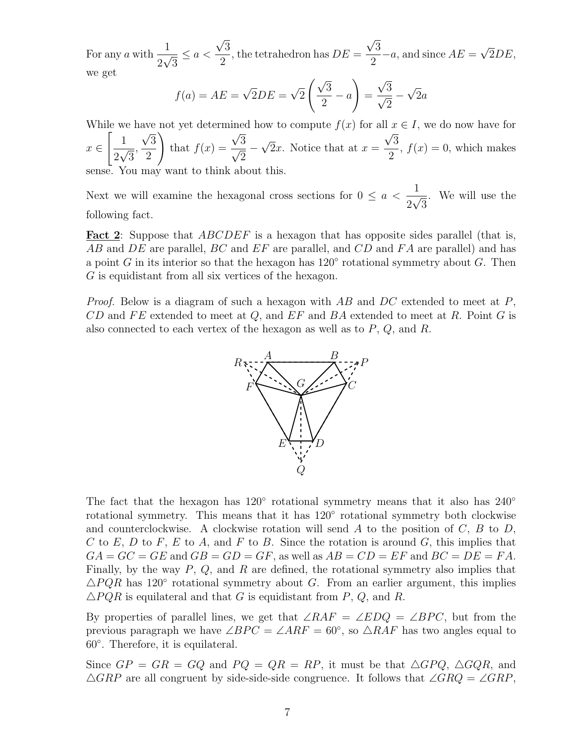For any $a$ with $\frac{1}{2\sqrt{3}} \le a < \frac{\sqrt{3}}{2}$, the tetrahedron has $DE = \frac{\sqrt{3}}{2} - a$, and since $AE = \sqrt{2}DE$, we get

$$f(a) = AE = \sqrt{2}DE = \sqrt{2}\left(\frac{\sqrt{3}}{2} - a\right) = \frac{\sqrt{3}}{\sqrt{2}} - \sqrt{2}a$$

While we have not yet determined how to compute $f(x)$ for all $x \in I$, we do now have for $x \in \left[\frac{1}{2\sqrt{3}}, \frac{\sqrt{3}}{2}\right)$ that $f(x) = \frac{\sqrt{3}}{\sqrt{2}} - \sqrt{2}x$. Notice that at $x = \frac{\sqrt{3}}{2}$, $f(x) = 0$, which makes sense. You may want to think about this.

Next we will examine the hexagonal cross sections for $0 \le a < \frac{1}{2\sqrt{3}}$. We will use the following fact.

**Fact 2**: Suppose that $ABCDEF$ is a hexagon that has opposite sides parallel (that is, $AB$ and $DE$ are parallel, $BC$ and $EF$ are parallel, and $CD$ and $FA$ are parallel) and has a point $G$ in its interior so that the hexagon has $120^\circ$ rotational symmetry about $G$. Then $G$ is equidistant from all six vertices of the hexagon.

*Proof.* Below is a diagram of such a hexagon with $AB$ and $DC$ extended to meet at $P$, $CD$ and $FE$ extended to meet at $Q$, and $EF$ and $BA$ extended to meet at $R$. Point $G$ is also connected to each vertex of the hexagon as well as to $P$, $Q$, and $R$.

The fact that the hexagon has $120^\circ$ rotational symmetry means that it also has $240^\circ$ rotational symmetry. This means that it has $120^\circ$ rotational symmetry both clockwise and counterclockwise. A clockwise rotation will send $A$ to the position of $C$, $B$ to $D$, $C$ to $E$, $D$ to $F$, $E$ to $A$, and $F$ to $B$. Since the rotation is around $G$, this implies that $GA = GC = GE$ and $GB = GD = GF$, as well as $AB = CD = EF$ and $BC = DE = FA$. Finally, by the way $P$, $Q$, and $R$ are defined, the rotational symmetry also implies that $\triangle PQR$ has $120^\circ$ rotational symmetry about $G$. From an earlier argument, this implies $\triangle PQR$ is equilateral and that $G$ is equidistant from $P$, $Q$, and $R$.

By properties of parallel lines, we get that $\angle RAF = \angle EDQ = \angle BPC$, but from the previous paragraph we have $\angle BPC = \angle ARF = 60^\circ$, so $\triangle RAF$ has two angles equal to $60^\circ$. Therefore, it is equilateral.

Since $GP = GR = GQ$ and $PQ = QR = RP$, it must be that $\triangle GPQ$, $\triangle GQR$, and $\triangle GRP$ are all congruent by side-side-side congruence. It follows that $\angle GRQ = \angle GRP$,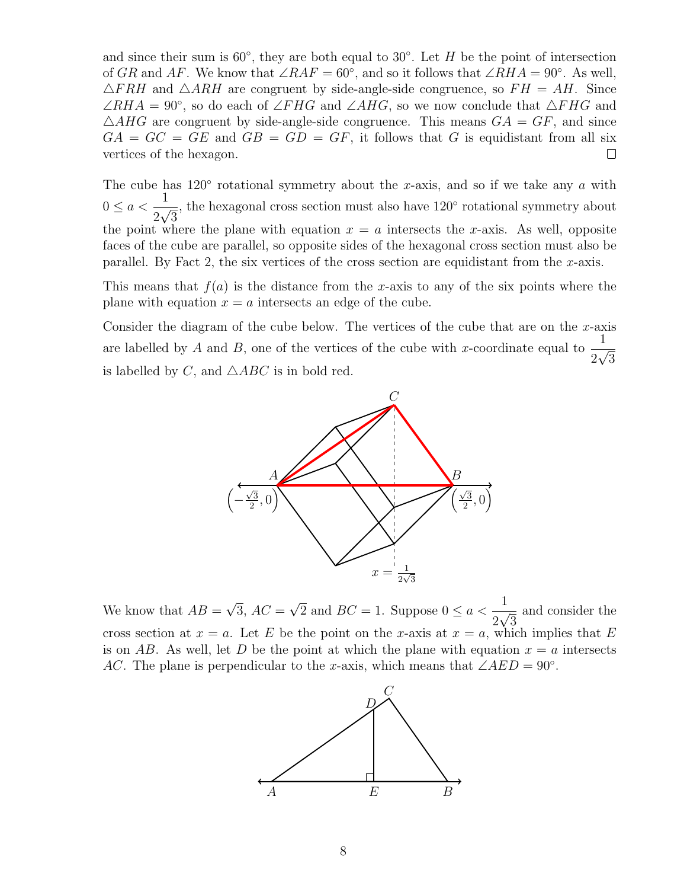and since their sum is 60°, they are both equal to 30°. Let $H$ be the point of intersection of $GR$ and $AF$. We know that $\angle RAF = 60°$, and so it follows that $\angle RHA = 90°$. As well, $\triangle FRH$ and $\triangle ARH$ are congruent by side-angle-side congruence, so $FH = AH$. Since $\angle RHA = 90°$, so do each of $\angle FHG$ and $\angle AHG$, so we now conclude that $\triangle FHG$ and $\triangle AHG$ are congruent by side-angle-side congruence. This means $GA = GF$, and since $GA = GC = GE$ and $GB = GD = GF$, it follows that $G$ is equidistant from all six vertices of the hexagon. □

The cube has 120° rotational symmetry about the $x$-axis, and so if we take any $a$ with $0 \leq a < \frac{1}{2\sqrt{3}}$, the hexagonal cross section must also have 120° rotational symmetry about the point where the plane with equation $x = a$ intersects the $x$-axis. As well, opposite faces of the cube are parallel, so opposite sides of the hexagonal cross section must also be parallel. By Fact 2, the six vertices of the cross section are equidistant from the $x$-axis.

This means that $f(a)$ is the distance from the $x$-axis to any of the six points where the plane with equation $x = a$ intersects an edge of the cube.

Consider the diagram of the cube below. The vertices of the cube that are on the $x$-axis are labelled by $A$ and $B$, one of the vertices of the cube with $x$-coordinate equal to $\frac{1}{2\sqrt{3}}$ is labelled by $C$, and $\triangle ABC$ is in bold red.

We know that $AB = \sqrt{3}$, $AC = \sqrt{2}$ and $BC = 1$. Suppose $0 \leq a < \frac{1}{2\sqrt{3}}$ and consider the cross section at $x = a$. Let $E$ be the point on the $x$-axis at $x = a$, which implies that $E$ is on $AB$. As well, let $D$ be the point at which the plane with equation $x = a$ intersects $AC$. The plane is perpendicular to the $x$-axis, which means that $\angle AED = 90°$.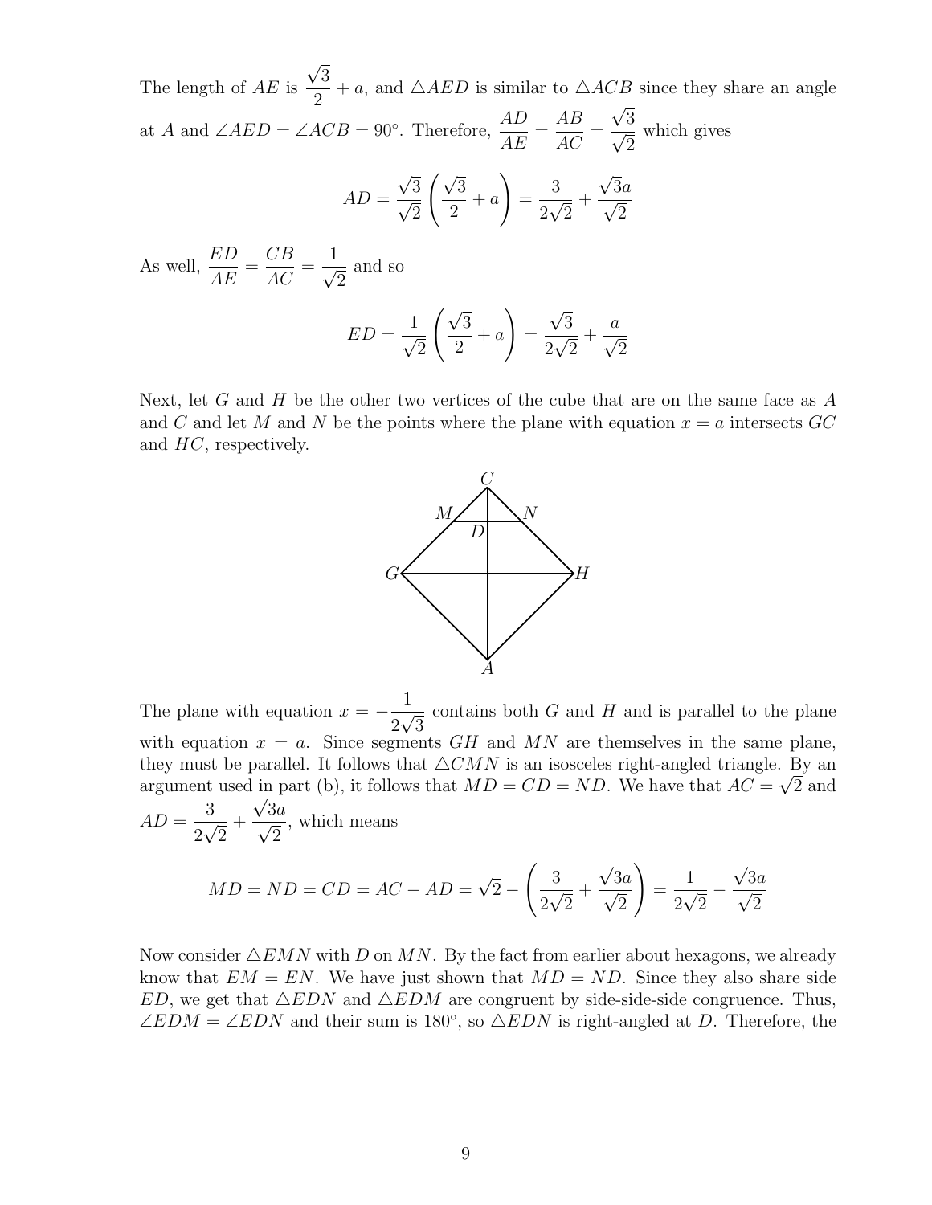The length of $AE$ is $\dfrac{\sqrt{3}}{2} + a$, and $\triangle AED$ is similar to $\triangle ACB$ since they share an angle at $A$ and $\angle AED = \angle ACB = 90^\circ$. Therefore, $\dfrac{AD}{AE} = \dfrac{AB}{AC} = \dfrac{\sqrt{3}}{\sqrt{2}}$ which gives

$$AD = \frac{\sqrt{3}}{\sqrt{2}}\left(\frac{\sqrt{3}}{2} + a\right) = \frac{3}{2\sqrt{2}} + \frac{\sqrt{3}a}{\sqrt{2}}$$

As well, $\dfrac{ED}{AE} = \dfrac{CB}{AC} = \dfrac{1}{\sqrt{2}}$ and so

$$ED = \frac{1}{\sqrt{2}}\left(\frac{\sqrt{3}}{2} + a\right) = \frac{\sqrt{3}}{2\sqrt{2}} + \frac{a}{\sqrt{2}}$$

Next, let $G$ and $H$ be the other two vertices of the cube that are on the same face as $A$ and $C$ and let $M$ and $N$ be the points where the plane with equation $x = a$ intersects $GC$ and $HC$, respectively.

The plane with equation $x = -\dfrac{1}{2\sqrt{3}}$ contains both $G$ and $H$ and is parallel to the plane with equation $x = a$. Since segments $GH$ and $MN$ are themselves in the same plane, they must be parallel. It follows that $\triangle CMN$ is an isosceles right-angled triangle. By an argument used in part (b), it follows that $MD = CD = ND$. We have that $AC = \sqrt{2}$ and $AD = \dfrac{3}{2\sqrt{2}} + \dfrac{\sqrt{3}a}{\sqrt{2}}$, which means

$$MD = ND = CD = AC - AD = \sqrt{2} - \left(\frac{3}{2\sqrt{2}} + \frac{\sqrt{3}a}{\sqrt{2}}\right) = \frac{1}{2\sqrt{2}} - \frac{\sqrt{3}a}{\sqrt{2}}$$

Now consider $\triangle EMN$ with $D$ on $MN$. By the fact from earlier about hexagons, we already know that $EM = EN$. We have just shown that $MD = ND$. Since they also share side $ED$, we get that $\triangle EDN$ and $\triangle EDM$ are congruent by side-side-side congruence. Thus, $\angle EDM = \angle EDN$ and their sum is $180^\circ$, so $\triangle EDN$ is right-angled at $D$. Therefore, the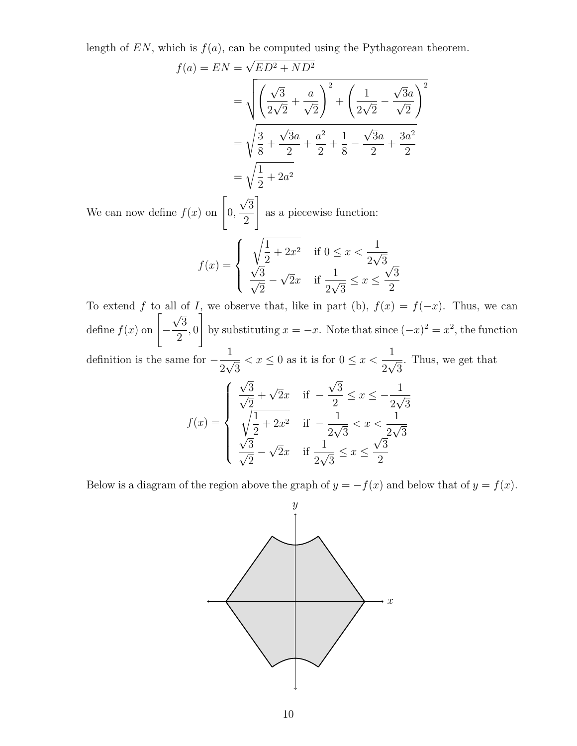length of $EN$, which is $f(a)$, can be computed using the Pythagorean theorem.

$$
\begin{aligned}
f(a) = EN &= \sqrt{ED^2 + ND^2} \\
&= \sqrt{\left(\frac{\sqrt{3}}{2\sqrt{2}} + \frac{a}{\sqrt{2}}\right)^2 + \left(\frac{1}{2\sqrt{2}} - \frac{\sqrt{3}a}{\sqrt{2}}\right)^2} \\
&= \sqrt{\frac{3}{8} + \frac{\sqrt{3}a}{2} + \frac{a^2}{2} + \frac{1}{8} - \frac{\sqrt{3}a}{2} + \frac{3a^2}{2}} \\
&= \sqrt{\frac{1}{2} + 2a^2}
\end{aligned}
$$

We can now define $f(x)$ on $\left[0, \frac{\sqrt{3}}{2}\right]$ as a piecewise function:

$$
f(x) = \begin{cases} \sqrt{\frac{1}{2} + 2x^2} & \text{if } 0 \le x < \frac{1}{2\sqrt{3}} \\ \frac{\sqrt{3}}{\sqrt{2}} - \sqrt{2}x & \text{if } \frac{1}{2\sqrt{3}} \le x \le \frac{\sqrt{3}}{2} \end{cases}
$$

To extend $f$ to all of $I$, we observe that, like in part (b), $f(x) = f(-x)$. Thus, we can define $f(x)$ on $\left[-\frac{\sqrt{3}}{2}, 0\right]$ by substituting $x = -x$. Note that since $(-x)^2 = x^2$, the function definition is the same for $-\frac{1}{2\sqrt{3}} < x \le 0$ as it is for $0 \le x < \frac{1}{2\sqrt{3}}$. Thus, we get that

$$
f(x) = \begin{cases} \frac{\sqrt{3}}{\sqrt{2}} + \sqrt{2}x & \text{if } -\frac{\sqrt{3}}{2} \le x \le -\frac{1}{2\sqrt{3}} \\ \sqrt{\frac{1}{2} + 2x^2} & \text{if } -\frac{1}{2\sqrt{3}} < x < \frac{1}{2\sqrt{3}} \\ \frac{\sqrt{3}}{\sqrt{2}} - \sqrt{2}x & \text{if } \frac{1}{2\sqrt{3}} \le x \le \frac{\sqrt{3}}{2} \end{cases}
$$

Below is a diagram of the region above the graph of $y = -f(x)$ and below that of $y = f(x)$.

y

x